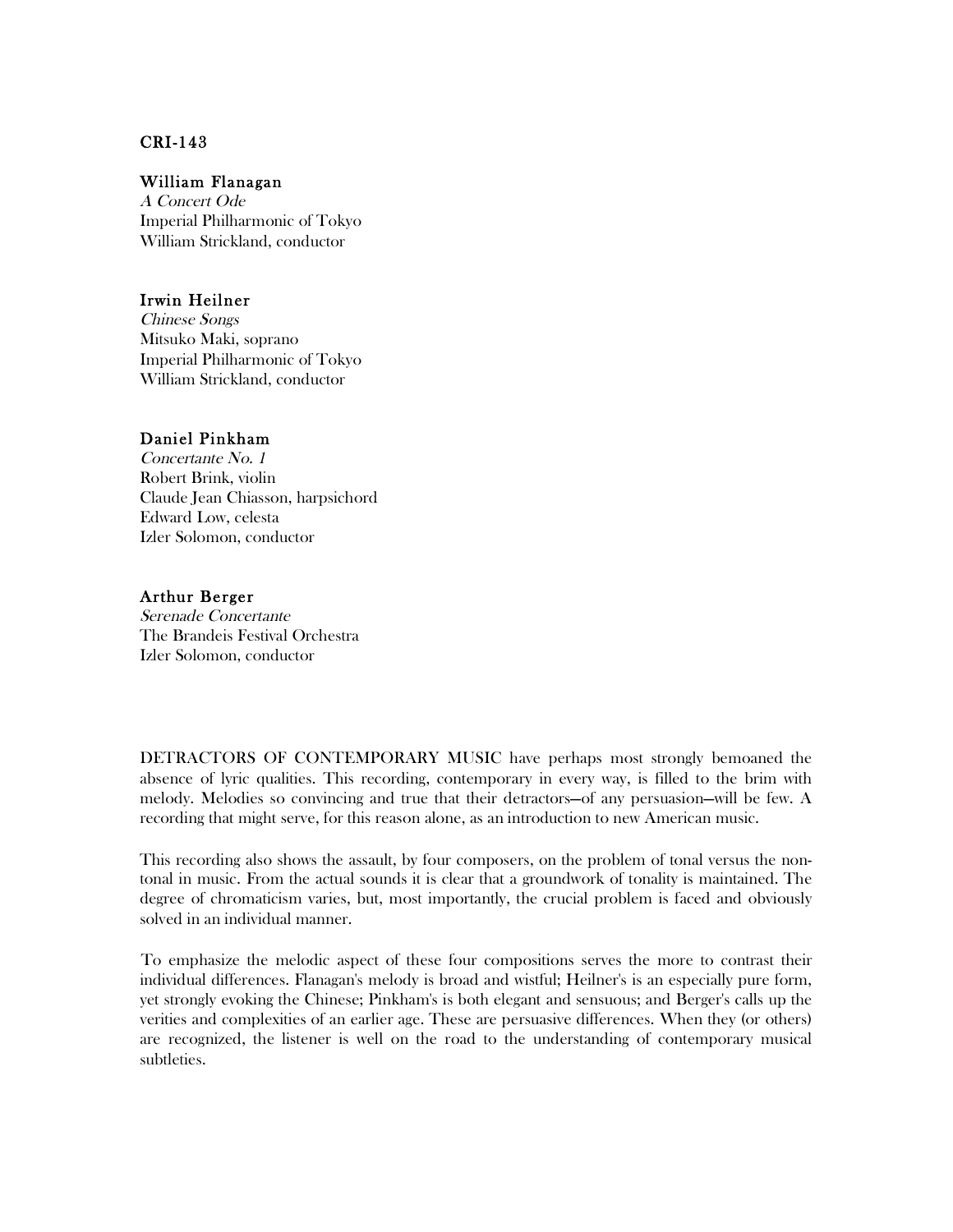**CRI-143**

**William Flanagan**
*A Concert Ode*
Imperial Philharmonic of Tokyo
William Strickland, conductor

**Irwin Heilner**
*Chinese Songs*
Mitsuko Maki, soprano
Imperial Philharmonic of Tokyo
William Strickland, conductor

**Daniel Pinkham**
*Concertante No. 1*
Robert Brink, violin
Claude Jean Chiasson, harpsichord
Edward Low, celesta
Izler Solomon, conductor

**Arthur Berger**
*Serenade Concertante*
The Brandeis Festival Orchestra
Izler Solomon, conductor

DETRACTORS OF CONTEMPORARY MUSIC have perhaps most strongly bemoaned the absence of lyric qualities. This recording, contemporary in every way, is filled to the brim with melody. Melodies so convincing and true that their detractors—of any persuasion—will be few. A recording that might serve, for this reason alone, as an introduction to new American music.

This recording also shows the assault, by four composers, on the problem of tonal versus the non-tonal in music. From the actual sounds it is clear that a groundwork of tonality is maintained. The degree of chromaticism varies, but, most importantly, the crucial problem is faced and obviously solved in an individual manner.

To emphasize the melodic aspect of these four compositions serves the more to contrast their individual differences. Flanagan's melody is broad and wistful; Heilner's is an especially pure form, yet strongly evoking the Chinese; Pinkham's is both elegant and sensuous; and Berger's calls up the verities and complexities of an earlier age. These are persuasive differences. When they (or others) are recognized, the listener is well on the road to the understanding of contemporary musical subtleties.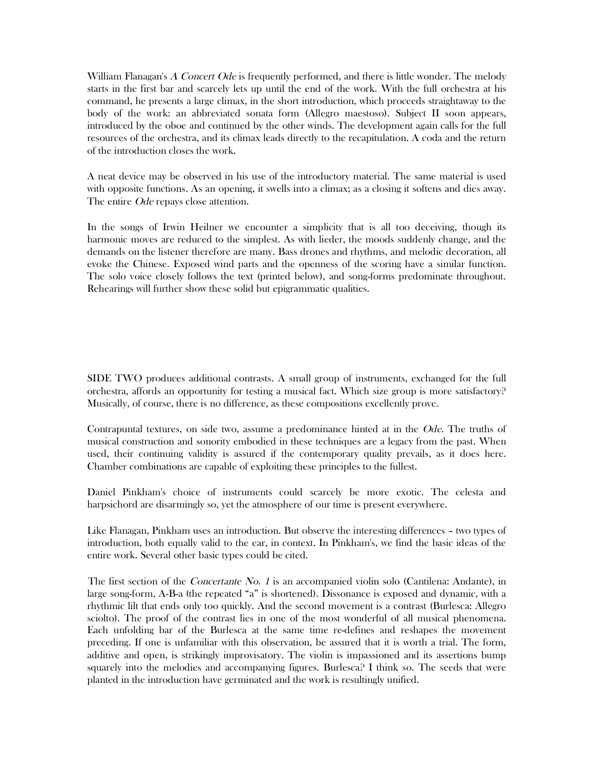William Flanagan's *A Concert Ode* is frequently performed, and there is little wonder. The melody starts in the first bar and scarcely lets up until the end of the work. With the full orchestra at his command, he presents a large climax, in the short introduction, which proceeds straightaway to the body of the work: an abbreviated sonata form (Allegro maestoso). Subject II soon appears, introduced by the oboe and continued by the other winds. The development again calls for the full resources of the orchestra, and its climax leads directly to the recapitulation. A coda and the return of the introduction closes the work.

A neat device may be observed in his use of the introductory material. The same material is used with opposite functions. As an opening, it swells into a climax; as a closing it softens and dies away. The entire *Ode* repays close attention.

In the songs of Irwin Heilner we encounter a simplicity that is all too deceiving, though its harmonic moves are reduced to the simplest. As with lieder, the moods suddenly change, and the demands on the listener therefore are many. Bass drones and rhythms, and melodic decoration, all evoke the Chinese. Exposed wind parts and the openness of the scoring have a similar function. The solo voice closely follows the text (printed below), and song-forms predominate throughout. Rehearings will further show these solid but epigrammatic qualities.

SIDE TWO produces additional contrasts. A small group of instruments, exchanged for the full orchestra, affords an opportunity for testing a musical fact. Which size group is more satisfactory? Musically, of course, there is no difference, as these compositions excellently prove.

Contrapuntal textures, on side two, assume a predominance hinted at in the *Ode*. The truths of musical construction and sonority embodied in these techniques are a legacy from the past. When used, their continuing validity is assured if the contemporary quality prevails, as it does here. Chamber combinations are capable of exploiting these principles to the fullest.

Daniel Pinkham's choice of instruments could scarcely be more exotic. The celesta and harpsichord are disarmingly so, yet the atmosphere of our time is present everywhere.

Like Flanagan, Pinkham uses an introduction. But observe the interesting differences – two types of introduction, both equally valid to the ear, in context. In Pinkham's, we find the basic ideas of the entire work. Several other basic types could be cited.

The first section of the *Concertante No. 1* is an accompanied violin solo (Cantilena: Andante), in large song-form, A-B-a (the repeated "a" is shortened). Dissonance is exposed and dynamic, with a rhythmic lilt that ends only too quickly. And the second movement is a contrast (Burlesca: Allegro sciolto). The proof of the contrast lies in one of the most wonderful of all musical phenomena. Each unfolding bar of the Burlesca at the same time re-defines and reshapes the movement preceding. If one is unfamiliar with this observation, be assured that it is worth a trial. The form, additive and open, is strikingly improvisatory. The violin is impassioned and its assertions bump squarely into the melodies and accompanying figures. Burlesca? I think so. The seeds that were planted in the introduction have germinated and the work is resultingly unified.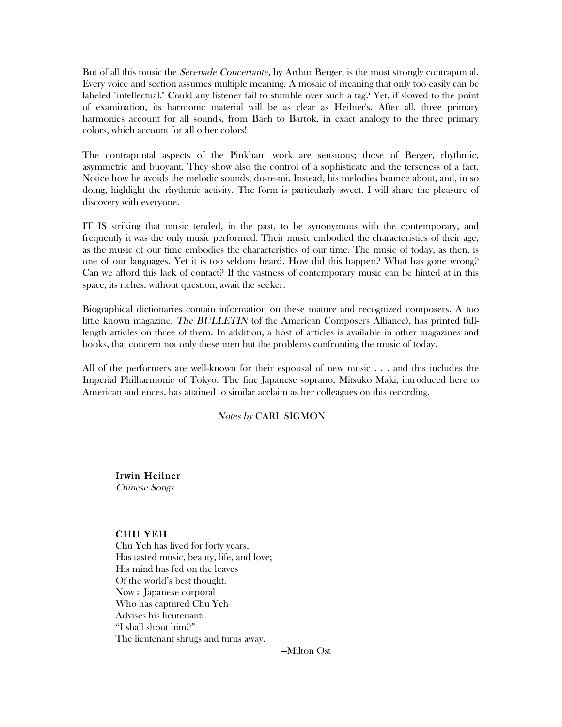But of all this music the *Serenade Concertante*, by Arthur Berger, is the most strongly contrapuntal. Every voice and section assumes multiple meaning. A mosaic of meaning that only too easily can be labeled "intellectual." Could any listener fail to stumble over such a tag? Yet, if slowed to the point of examination, its harmonic material will be as clear as Heilner's. After all, three primary harmonies account for all sounds, from Bach to Bartok, in exact analogy to the three primary colors, which account for all other colors!

The contrapuntal aspects of the Pinkham work are sensuous; those of Berger, rhythmic, asymmetric and buoyant. They show also the control of a sophisticate and the terseness of a fact. Notice how he avoids the melodic sounds, do-re-mi. Instead, his melodies bounce about, and, in so doing, highlight the rhythmic activity. The form is particularly sweet. I will share the pleasure of discovery with everyone.

IT IS striking that music tended, in the past, to be synonymous with the contemporary, and frequently it was the only music performed. Their music embodied the characteristics of their age, as the music of our time embodies the characteristics of our time. The music of today, as then, is one of our languages. Yet it is too seldom heard. How did this happen? What has gone wrong? Can we afford this lack of contact? If the vastness of contemporary music can be hinted at in this space, its riches, without question, await the seeker.

Biographical dictionaries contain information on these mature and recognized composers. A too little known magazine, *The BULLETIN* (of the American Composers Alliance), has printed full-length articles on three of them. In addition, a host of articles is available in other magazines and books, that concern not only these men but the problems confronting the music of today.

All of the performers are well-known for their espousal of new music . . . and this includes the Imperial Philharmonic of Tokyo. The fine Japanese soprano, Mitsuko Maki, introduced here to American audiences, has attained to similar acclaim as her colleagues on this recording.

*Notes by* CARL SIGMON

**Irwin Heilner**
*Chinese Songs*

**CHU YEH**

Chu Yeh has lived for forty years,
Has tasted music, beauty, life, and love;
His mind has fed on the leaves
Of the world's best thought.
Now a Japanese corporal
Who has captured Chu Yeh
Advises his lieutenant:
"I shall shoot him?"
The lieutenant shrugs and turns away.

—Milton Ost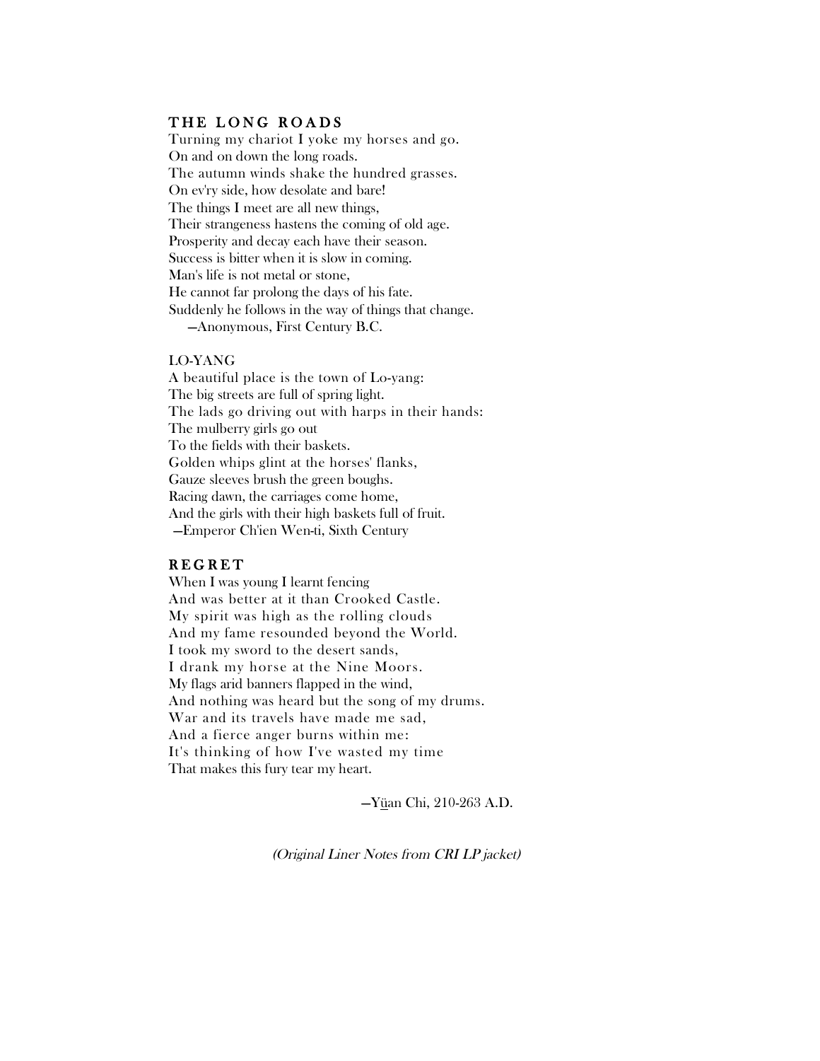## THE LONG ROADS

Turning my chariot I yoke my horses and go.
On and on down the long roads.
The autumn winds shake the hundred grasses.
On ev'ry side, how desolate and bare!
The things I meet are all new things,
Their strangeness hastens the coming of old age.
Prosperity and decay each have their season.
Success is bitter when it is slow in coming.
Man's life is not metal or stone,
He cannot far prolong the days of his fate.
Suddenly he follows in the way of things that change.
—Anonymous, First Century B.C.

## LO-YANG

A beautiful place is the town of Lo-yang:
The big streets are full of spring light.
The lads go driving out with harps in their hands:
The mulberry girls go out
To the fields with their baskets.
Golden whips glint at the horses' flanks,
Gauze sleeves brush the green boughs.
Racing dawn, the carriages come home,
And the girls with their high baskets full of fruit.
—Emperor Ch'ien Wen-ti, Sixth Century

## REGRET

When I was young I learnt fencing
And was better at it than Crooked Castle.
My spirit was high as the rolling clouds
And my fame resounded beyond the World.
I took my sword to the desert sands,
I drank my horse at the Nine Moors.
My flags arid banners flapped in the wind,
And nothing was heard but the song of my drums.
War and its travels have made me sad,
And a fierce anger burns within me:
It's thinking of how I've wasted my time
That makes this fury tear my heart.

—Yüan Chi, 210-263 A.D.

*(Original Liner Notes from CRI LP jacket)*